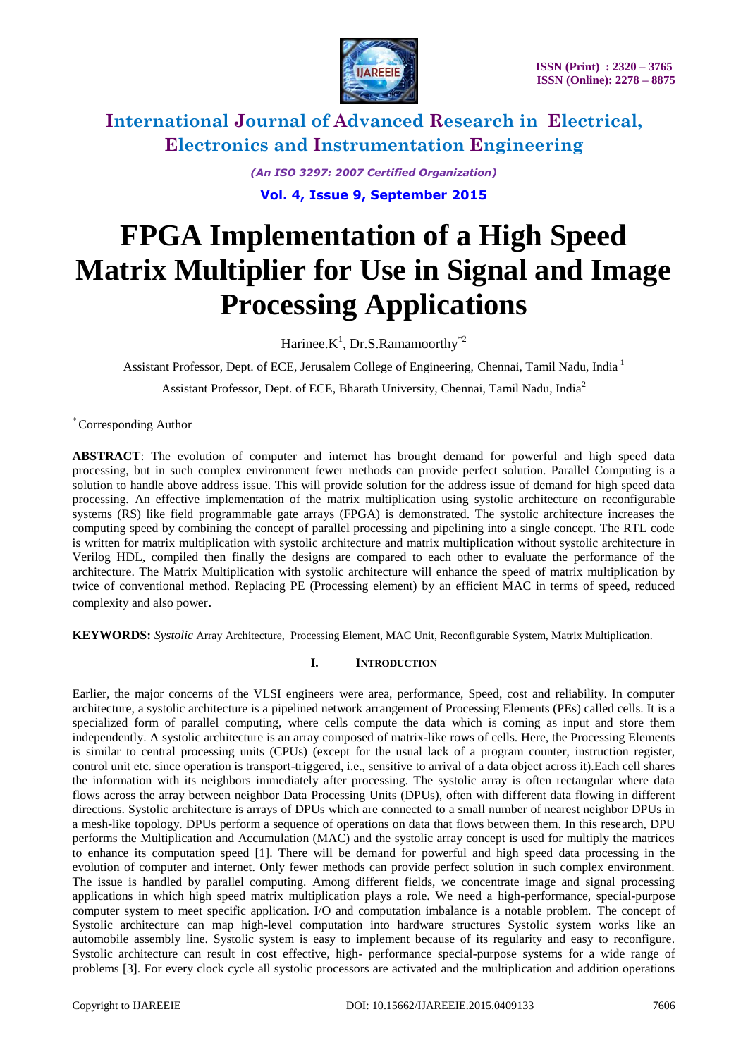# FPGA Implementation of a High Speed Matrix Multiplier for Use in Signal and Image Processing Applications

Harinee.K[1], Dr.S.Ramamoorthy[*2]

Assistant Professor, Dept. of ECE, Jerusalem College of Engineering, Chennai, Tamil Nadu, India [1]

Assistant Professor, Dept. of ECE, Bharath University, Chennai, Tamil Nadu, India[2]

[*] Corresponding Author

**ABSTRACT**: The evolution of computer and internet has brought demand for powerful and high speed data processing, but in such complex environment fewer methods can provide perfect solution. Parallel Computing is a solution to handle above address issue. This will provide solution for the address issue of demand for high speed data processing. An effective implementation of the matrix multiplication using systolic architecture on reconfigurable systems (RS) like field programmable gate arrays (FPGA) is demonstrated. The systolic architecture increases the computing speed by combining the concept of parallel processing and pipelining into a single concept. The RTL code is written for matrix multiplication with systolic architecture and matrix multiplication without systolic architecture in Verilog HDL, compiled then finally the designs are compared to each other to evaluate the performance of the architecture. The Matrix Multiplication with systolic architecture will enhance the speed of matrix multiplication by twice of conventional method. Replacing PE (Processing element) by an efficient MAC in terms of speed, reduced complexity and also power.

**KEYWORDS:** *Systolic* Array Architecture, Processing Element, MAC Unit, Reconfigurable System, Matrix Multiplication.

## I. INTRODUCTION

Earlier, the major concerns of the VLSI engineers were area, performance, Speed, cost and reliability. In computer architecture, a systolic architecture is a pipelined network arrangement of Processing Elements (PEs) called cells. It is a specialized form of parallel computing, where cells compute the data which is coming as input and store them independently. A systolic architecture is an array composed of matrix-like rows of cells. Here, the Processing Elements is similar to central processing units (CPUs) (except for the usual lack of a program counter, instruction register, control unit etc. since operation is transport-triggered, i.e., sensitive to arrival of a data object across it).Each cell shares the information with its neighbors immediately after processing. The systolic array is often rectangular where data flows across the array between neighbor Data Processing Units (DPUs), often with different data flowing in different directions. Systolic architecture is arrays of DPUs which are connected to a small number of nearest neighbor DPUs in a mesh-like topology. DPUs perform a sequence of operations on data that flows between them. In this research, DPU performs the Multiplication and Accumulation (MAC) and the systolic array concept is used for multiply the matrices to enhance its computation speed [1]. There will be demand for powerful and high speed data processing in the evolution of computer and internet. Only fewer methods can provide perfect solution in such complex environment. The issue is handled by parallel computing. Among different fields, we concentrate image and signal processing applications in which high speed matrix multiplication plays a role. We need a high-performance, special-purpose computer system to meet specific application. I/O and computation imbalance is a notable problem. The concept of Systolic architecture can map high-level computation into hardware structures Systolic system works like an automobile assembly line. Systolic system is easy to implement because of its regularity and easy to reconfigure. Systolic architecture can result in cost effective, high- performance special-purpose systems for a wide range of problems [3]. For every clock cycle all systolic processors are activated and the multiplication and addition operations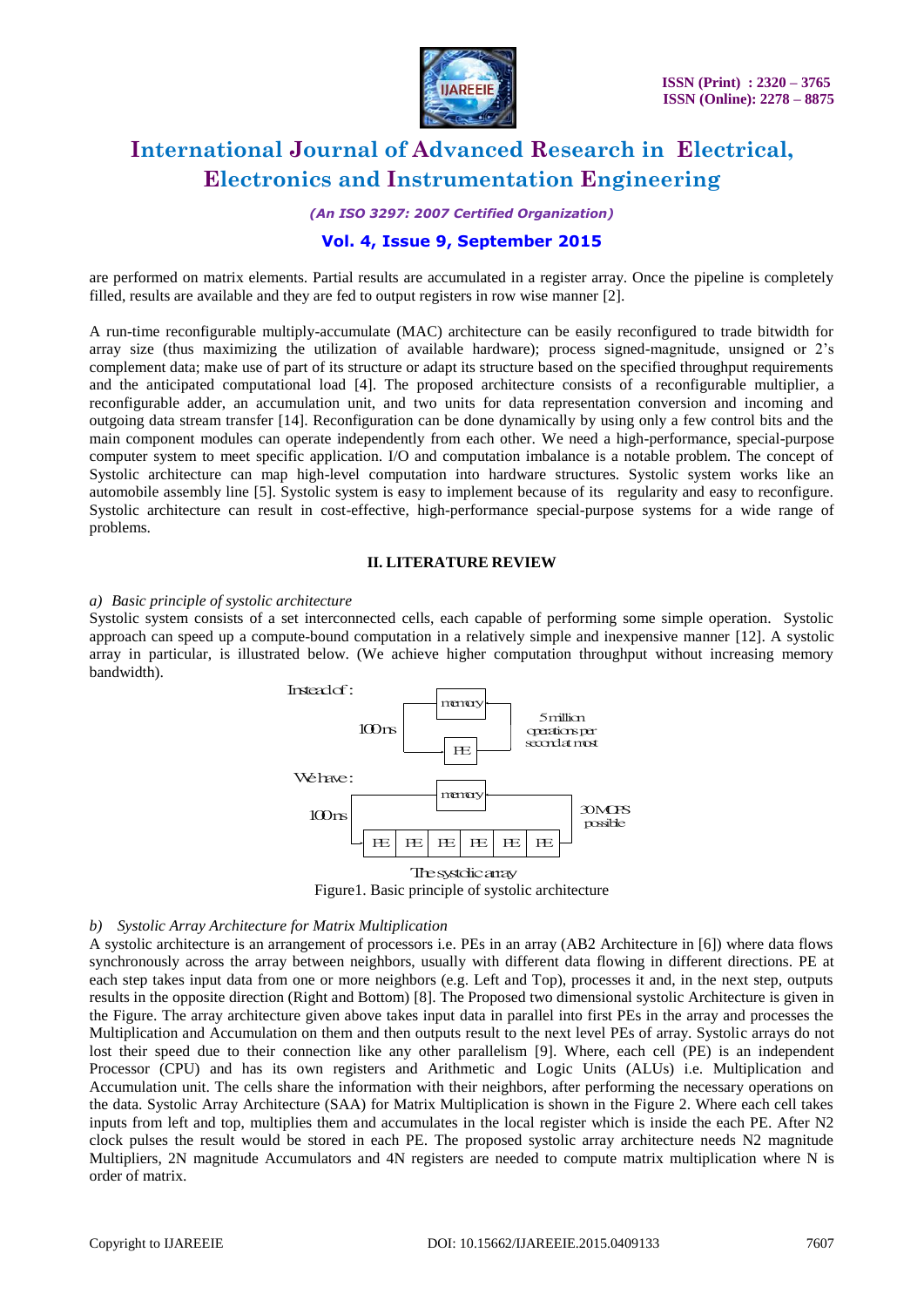are performed on matrix elements. Partial results are accumulated in a register array. Once the pipeline is completely filled, results are available and they are fed to output registers in row wise manner [2].

A run-time reconfigurable multiply-accumulate (MAC) architecture can be easily reconfigured to trade bitwidth for array size (thus maximizing the utilization of available hardware); process signed-magnitude, unsigned or 2's complement data; make use of part of its structure or adapt its structure based on the specified throughput requirements and the anticipated computational load [4]. The proposed architecture consists of a reconfigurable multiplier, a reconfigurable adder, an accumulation unit, and two units for data representation conversion and incoming and outgoing data stream transfer [14]. Reconfiguration can be done dynamically by using only a few control bits and the main component modules can operate independently from each other. We need a high-performance, special-purpose computer system to meet specific application. I/O and computation imbalance is a notable problem. The concept of Systolic architecture can map high-level computation into hardware structures. Systolic system works like an automobile assembly line [5]. Systolic system is easy to implement because of its regularity and easy to reconfigure. Systolic architecture can result in cost-effective, high-performance special-purpose systems for a wide range of problems.

## II. LITERATURE REVIEW

*a) Basic principle of systolic architecture*

Systolic system consists of a set interconnected cells, each capable of performing some simple operation. Systolic approach can speed up a compute-bound computation in a relatively simple and inexpensive manner [12]. A systolic array in particular, is illustrated below. (We achieve higher computation throughput without increasing memory bandwidth).

Instead of:

100ns — memory — PE — 5 million operations per second at most

We have:

100ns — memory — PE PE PE PE PE PE — 30 MOPS possible

The systolic array

Figure1. Basic principle of systolic architecture

*b) Systolic Array Architecture for Matrix Multiplication*

A systolic architecture is an arrangement of processors i.e. PEs in an array (AB2 Architecture in [6]) where data flows synchronously across the array between neighbors, usually with different data flowing in different directions. PE at each step takes input data from one or more neighbors (e.g. Left and Top), processes it and, in the next step, outputs results in the opposite direction (Right and Bottom) [8]. The Proposed two dimensional systolic Architecture is given in the Figure. The array architecture given above takes input data in parallel into first PEs in the array and processes the Multiplication and Accumulation on them and then outputs result to the next level PEs of array. Systolic arrays do not lost their speed due to their connection like any other parallelism [9]. Where, each cell (PE) is an independent Processor (CPU) and has its own registers and Arithmetic and Logic Units (ALUs) i.e. Multiplication and Accumulation unit. The cells share the information with their neighbors, after performing the necessary operations on the data. Systolic Array Architecture (SAA) for Matrix Multiplication is shown in the Figure 2. Where each cell takes inputs from left and top, multiplies them and accumulates in the local register which is inside the each PE. After N2 clock pulses the result would be stored in each PE. The proposed systolic array architecture needs N2 magnitude Multipliers, 2N magnitude Accumulators and 4N registers are needed to compute matrix multiplication where N is order of matrix.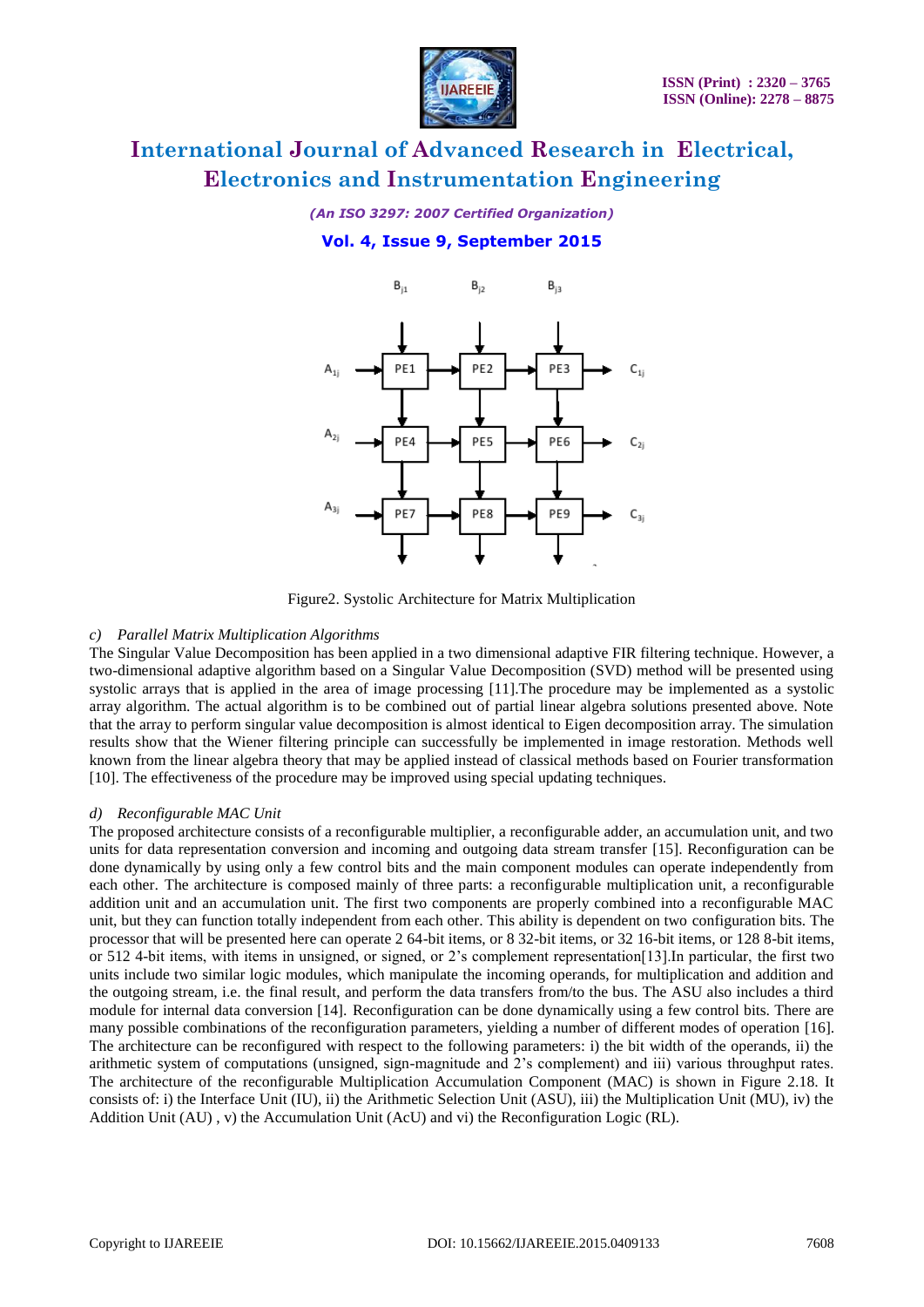Figure2. Systolic Architecture for Matrix Multiplication

*c) Parallel Matrix Multiplication Algorithms*

The Singular Value Decomposition has been applied in a two dimensional adaptive FIR filtering technique. However, a two-dimensional adaptive algorithm based on a Singular Value Decomposition (SVD) method will be presented using systolic arrays that is applied in the area of image processing [11].The procedure may be implemented as a systolic array algorithm. The actual algorithm is to be combined out of partial linear algebra solutions presented above. Note that the array to perform singular value decomposition is almost identical to Eigen decomposition array. The simulation results show that the Wiener filtering principle can successfully be implemented in image restoration. Methods well known from the linear algebra theory that may be applied instead of classical methods based on Fourier transformation [10]. The effectiveness of the procedure may be improved using special updating techniques.

*d) Reconfigurable MAC Unit*

The proposed architecture consists of a reconfigurable multiplier, a reconfigurable adder, an accumulation unit, and two units for data representation conversion and incoming and outgoing data stream transfer [15]. Reconfiguration can be done dynamically by using only a few control bits and the main component modules can operate independently from each other. The architecture is composed mainly of three parts: a reconfigurable multiplication unit, a reconfigurable addition unit and an accumulation unit. The first two components are properly combined into a reconfigurable MAC unit, but they can function totally independent from each other. This ability is dependent on two configuration bits. The processor that will be presented here can operate 2 64-bit items, or 8 32-bit items, or 32 16-bit items, or 128 8-bit items, or 512 4-bit items, with items in unsigned, or signed, or 2's complement representation[13].In particular, the first two units include two similar logic modules, which manipulate the incoming operands, for multiplication and addition and the outgoing stream, i.e. the final result, and perform the data transfers from/to the bus. The ASU also includes a third module for internal data conversion [14]. Reconfiguration can be done dynamically using a few control bits. There are many possible combinations of the reconfiguration parameters, yielding a number of different modes of operation [16]. The architecture can be reconfigured with respect to the following parameters: i) the bit width of the operands, ii) the arithmetic system of computations (unsigned, sign-magnitude and 2's complement) and iii) various throughput rates. The architecture of the reconfigurable Multiplication Accumulation Component (MAC) is shown in Figure 2.18. It consists of: i) the Interface Unit (IU), ii) the Arithmetic Selection Unit (ASU), iii) the Multiplication Unit (MU), iv) the Addition Unit (AU) , v) the Accumulation Unit (AcU) and vi) the Reconfiguration Logic (RL).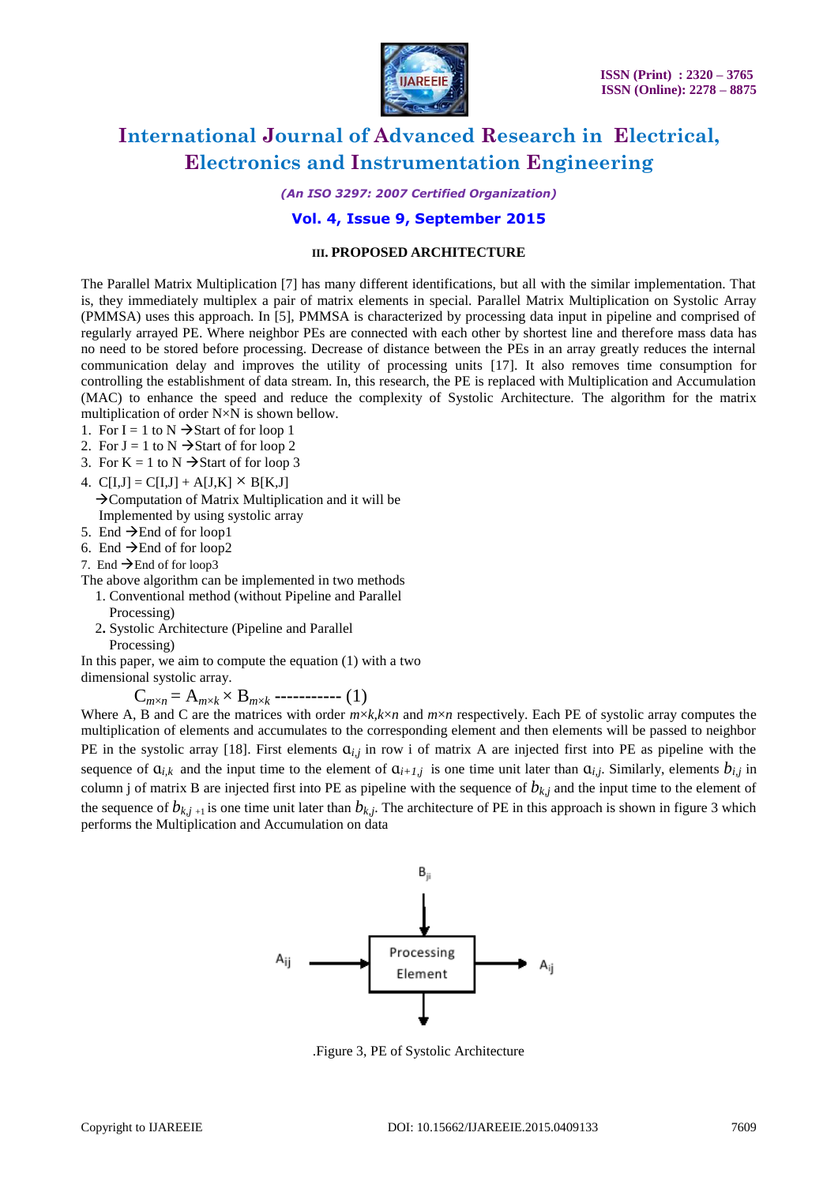### III. PROPOSED ARCHITECTURE

The Parallel Matrix Multiplication [7] has many different identifications, but all with the similar implementation. That is, they immediately multiplex a pair of matrix elements in special. Parallel Matrix Multiplication on Systolic Array (PMMSA) uses this approach. In [5], PMMSA is characterized by processing data input in pipeline and comprised of regularly arrayed PE. Where neighbor PEs are connected with each other by shortest line and therefore mass data has no need to be stored before processing. Decrease of distance between the PEs in an array greatly reduces the internal communication delay and improves the utility of processing units [17]. It also removes time consumption for controlling the establishment of data stream. In, this research, the PE is replaced with Multiplication and Accumulation (MAC) to enhance the speed and reduce the complexity of Systolic Architecture. The algorithm for the matrix multiplication of order N×N is shown bellow.

1. For I = 1 to N →Start of for loop 1
2. For J = 1 to N →Start of for loop 2
3. For K = 1 to N →Start of for loop 3
4. C[I,J] = C[I,J] + A[J,K] × B[K,J]
   →Computation of Matrix Multiplication and it will be Implemented by using systolic array
5. End →End of for loop1
6. End →End of for loop2
7. End →End of for loop3

The above algorithm can be implemented in two methods

1. Conventional method (without Pipeline and Parallel Processing)
2. Systolic Architecture (Pipeline and Parallel Processing)

In this paper, we aim to compute the equation (1) with a two dimensional systolic array.

$$C_{m\times n} = A_{m\times k} \times B_{m\times k} \text{ ----------- } (1)$$

Where A, B and C are the matrices with order $m\times k$,$k\times n$ and $m\times n$ respectively. Each PE of systolic array computes the multiplication of elements and accumulates to the corresponding element and then elements will be passed to neighbor PE in the systolic array [18]. First elements $a_{i,j}$ in row i of matrix A are injected first into PE as pipeline with the sequence of $a_{i,k}$ and the input time to the element of $a_{i+1,j}$ is one time unit later than $a_{i,j}$. Similarly, elements $b_{i,j}$ in column j of matrix B are injected first into PE as pipeline with the sequence of $b_{k,j}$ and the input time to the element of the sequence of $b_{k,j+1}$ is one time unit later than $b_{k,j}$. The architecture of PE in this approach is shown in figure 3 which performs the Multiplication and Accumulation on data

$B_{ji}$

$A_{ij}$ → Processing Element → $A_{ij}$

.Figure 3, PE of Systolic Architecture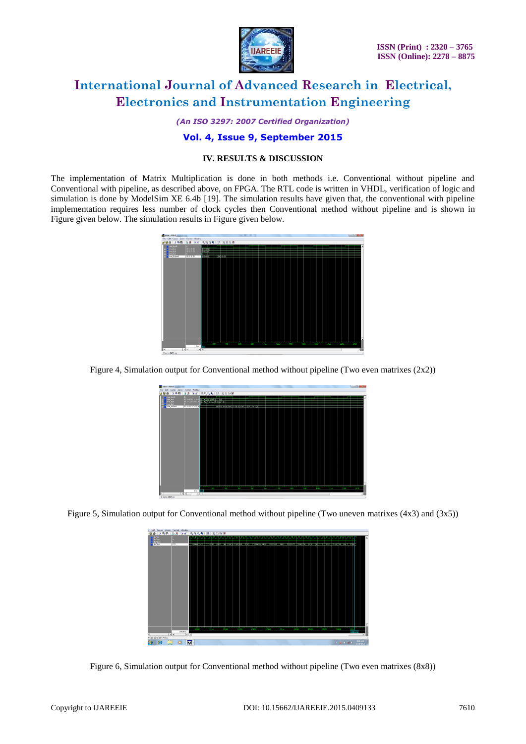## IV. RESULTS & DISCUSSION

The implementation of Matrix Multiplication is done in both methods i.e. Conventional without pipeline and Conventional with pipeline, as described above, on FPGA. The RTL code is written in VHDL, verification of logic and simulation is done by ModelSim XE 6.4b [19]. The simulation results have given that, the conventional with pipeline implementation requires less number of clock cycles then Conventional method without pipeline and is shown in Figure given below. The simulation results in Figure given below.

Figure 4, Simulation output for Conventional method without pipeline (Two even matrixes (2x2))

Figure 5, Simulation output for Conventional method without pipeline (Two uneven matrixes (4x3) and (3x5))

Figure 6, Simulation output for Conventional method without pipeline (Two even matrixes (8x8))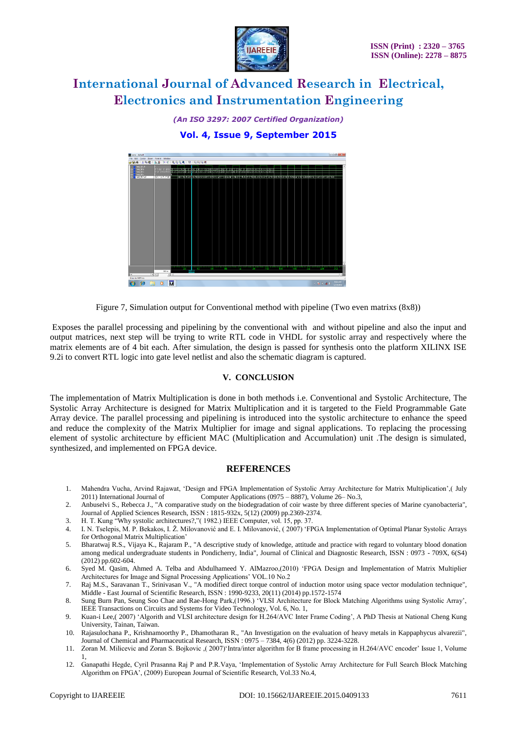Figure 7, Simulation output for Conventional method with pipeline (Two even matrixs (8x8))

Exposes the parallel processing and pipelining by the conventional with and without pipeline and also the input and output matrices, next step will be trying to write RTL code in VHDL for systolic array and respectively where the matrix elements are of 4 bit each. After simulation, the design is passed for synthesis onto the platform XILINX ISE 9.2i to convert RTL logic into gate level netlist and also the schematic diagram is captured.

## V. CONCLUSION

The implementation of Matrix Multiplication is done in both methods i.e. Conventional and Systolic Architecture, The Systolic Array Architecture is designed for Matrix Multiplication and it is targeted to the Field Programmable Gate Array device. The parallel processing and pipelining is introduced into the systolic architecture to enhance the speed and reduce the complexity of the Matrix Multiplier for image and signal applications. To replacing the processing element of systolic architecture by efficient MAC (Multiplication and Accumulation) unit .The design is simulated, synthesized, and implemented on FPGA device.

## REFERENCES

1. Mahendra Vucha, Arvind Rajawat, 'Design and FPGA Implementation of Systolic Array Architecture for Matrix Multiplication',( July 2011) International Journal of Computer Applications (0975 – 8887), Volume 26– No.3,
2. Anbuselvi S., Rebecca J., "A comparative study on the biodegradation of coir waste by three different species of Marine cyanobacteria", Journal of Applied Sciences Research, ISSN : 1815-932x, 5(12) (2009) pp.2369-2374.
3. H. T. Kung "Why systolic architectures?,"( 1982.) IEEE Computer, vol. 15, pp. 37.
4. I. N. Tselepis, M. P. Bekakos, I. Ž. Milovanović and E. I. Milovanović, ( 2007) 'FPGA Implementation of Optimal Planar Systolic Arrays for Orthogonal Matrix Multiplication'
5. Bharatwaj R.S., Vijaya K., Rajaram P., "A descriptive study of knowledge, attitude and practice with regard to voluntary blood donation among medical undergraduate students in Pondicherry, India", Journal of Clinical and Diagnostic Research, ISSN : 0973 - 709X, 6(S4) (2012) pp.602-604.
6. Syed M. Qasim, Ahmed A. Telba and Abdulhameed Y. AlMazroo,(2010) 'FPGA Design and Implementation of Matrix Multiplier Architectures for Image and Signal Processing Applications' VOL.10 No.2
7. Raj M.S., Saravanan T., Srinivasan V., "A modified direct torque control of induction motor using space vector modulation technique", Middle - East Journal of Scientific Research, ISSN : 1990-9233, 20(11) (2014) pp.1572-1574
8. Sung Burn Pan, Seung Soo Chae and Rae-Hong Park,(1996.) 'VLSI Architecture for Block Matching Algorithms using Systolic Array', IEEE Transactions on Circuits and Systems for Video Technology, Vol. 6, No. 1,
9. Kuan-i Lee,( 2007) 'Algorith and VLSI architecture design for H.264/AVC Inter Frame Coding', A PhD Thesis at National Cheng Kung University, Tainan, Taiwan.
10. Rajasulochana P., Krishnamoorthy P., Dhamotharan R., "An Investigation on the evaluation of heavy metals in Kappaphycus alvarezii", Journal of Chemical and Pharmaceutical Research, ISSN : 0975 – 7384, 4(6) (2012) pp. 3224-3228.
11. Zoran M. Milicevic and Zoran S. Bojkovic ,( 2007)'Intra/inter algorithm for B frame processing in H.264/AVC encoder' Issue 1, Volume 1,
12. Ganapathi Hegde, Cyril Prasanna Raj P and P.R.Vaya, 'Implementation of Systolic Array Architecture for Full Search Block Matching Algorithm on FPGA', (2009) European Journal of Scientific Research, Vol.33 No.4,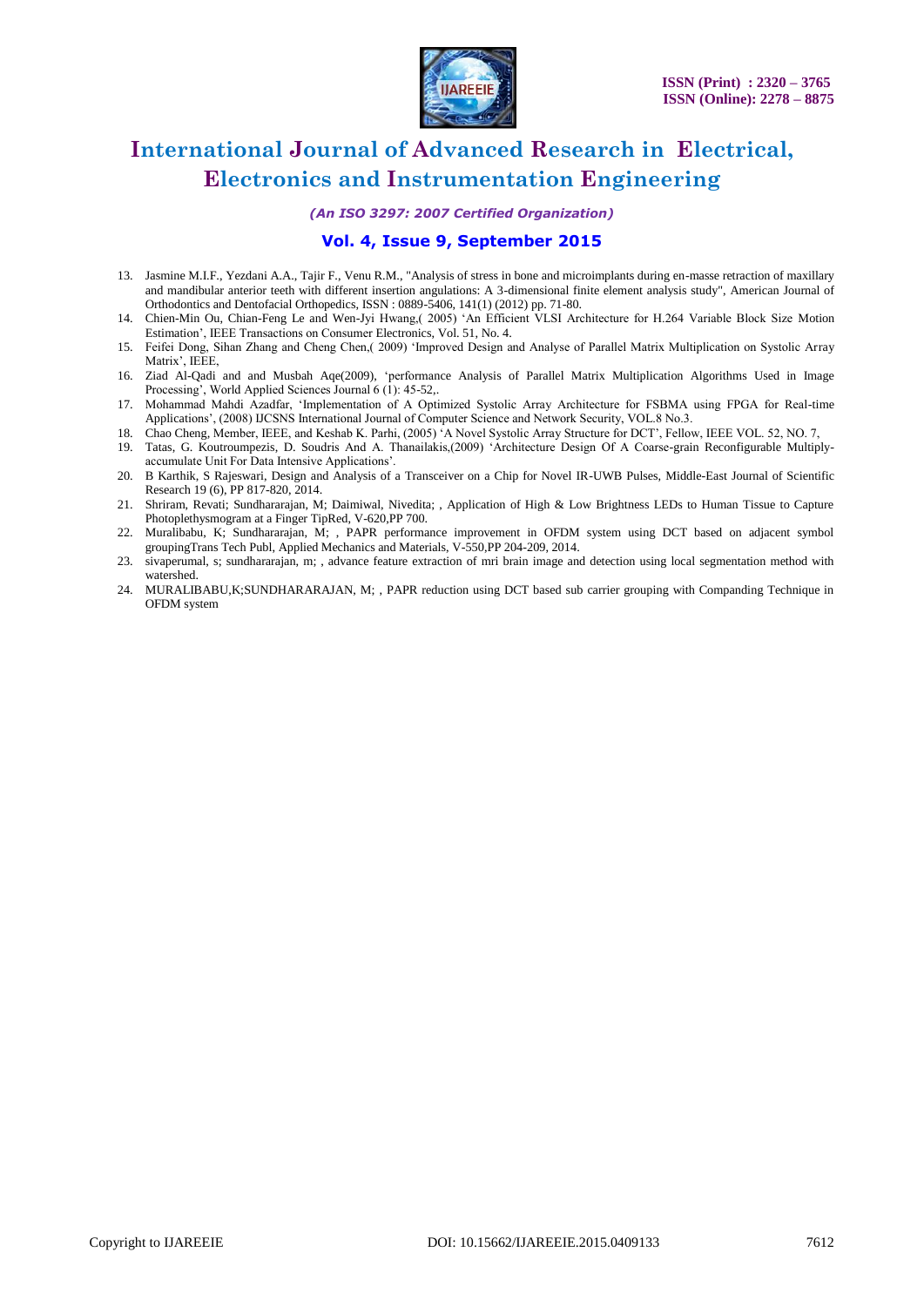13. Jasmine M.I.F., Yezdani A.A., Tajir F., Venu R.M., "Analysis of stress in bone and microimplants during en-masse retraction of maxillary and mandibular anterior teeth with different insertion angulations: A 3-dimensional finite element analysis study", American Journal of Orthodontics and Dentofacial Orthopedics, ISSN : 0889-5406, 141(1) (2012) pp. 71-80.
14. Chien-Min Ou, Chian-Feng Le and Wen-Jyi Hwang,( 2005) 'An Efficient VLSI Architecture for H.264 Variable Block Size Motion Estimation', IEEE Transactions on Consumer Electronics, Vol. 51, No. 4.
15. Feifei Dong, Sihan Zhang and Cheng Chen,( 2009) 'Improved Design and Analyse of Parallel Matrix Multiplication on Systolic Array Matrix', IEEE,
16. Ziad Al-Qadi and and Musbah Aqe(2009), 'performance Analysis of Parallel Matrix Multiplication Algorithms Used in Image Processing', World Applied Sciences Journal 6 (1): 45-52,.
17. Mohammad Mahdi Azadfar, 'Implementation of A Optimized Systolic Array Architecture for FSBMA using FPGA for Real-time Applications', (2008) IJCSNS International Journal of Computer Science and Network Security, VOL.8 No.3.
18. Chao Cheng, Member, IEEE, and Keshab K. Parhi, (2005) 'A Novel Systolic Array Structure for DCT', Fellow, IEEE VOL. 52, NO. 7,
19. Tatas, G. Koutroumpezis, D. Soudris And A. Thanailakis,(2009) 'Architecture Design Of A Coarse-grain Reconfigurable Multiply-accumulate Unit For Data Intensive Applications'.
20. B Karthik, S Rajeswari, Design and Analysis of a Transceiver on a Chip for Novel IR-UWB Pulses, Middle-East Journal of Scientific Research 19 (6), PP 817-820, 2014.
21. Shriram, Revati; Sundhararajan, M; Daimiwal, Nivedita; , Application of High & Low Brightness LEDs to Human Tissue to Capture Photoplethysmogram at a Finger TipRed, V-620,PP 700.
22. Muralibabu, K; Sundhararajan, M; , PAPR performance improvement in OFDM system using DCT based on adjacent symbol groupingTrans Tech Publ, Applied Mechanics and Materials, V-550,PP 204-209, 2014.
23. sivaperumal, s; sundhararajan, m; , advance feature extraction of mri brain image and detection using local segmentation method with watershed.
24. MURALIBABU,K;SUNDHARARAJAN, M; , PAPR reduction using DCT based sub carrier grouping with Companding Technique in OFDM system